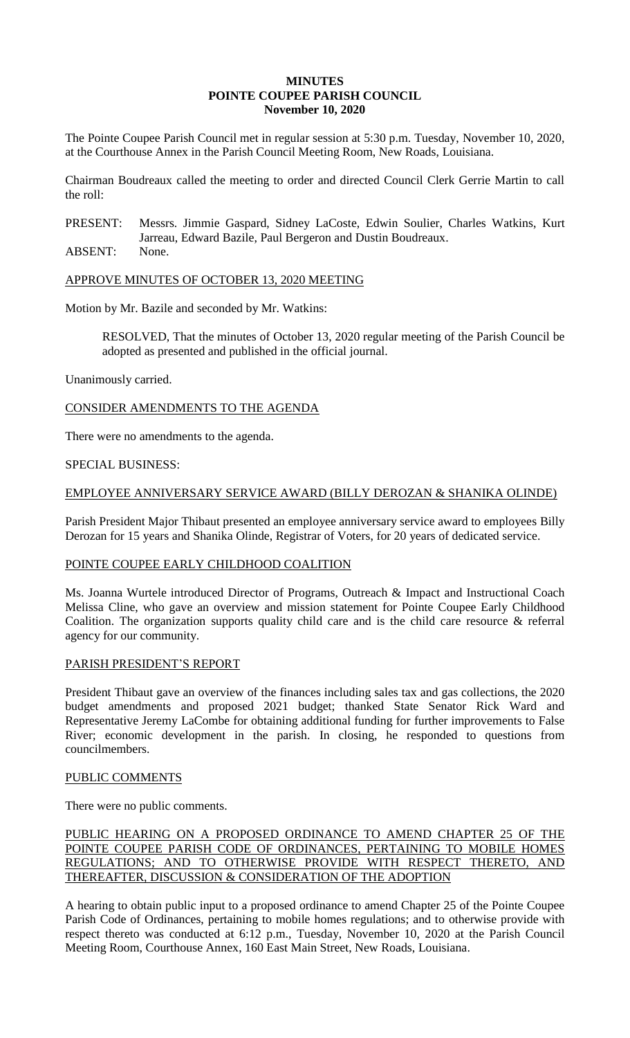# MINUTES
# POINTE COUPEE PARISH COUNCIL
## November 10, 2020

The Pointe Coupee Parish Council met in regular session at 5:30 p.m. Tuesday, November 10, 2020, at the Courthouse Annex in the Parish Council Meeting Room, New Roads, Louisiana.

Chairman Boudreaux called the meeting to order and directed Council Clerk Gerrie Martin to call the roll:

PRESENT: Messrs. Jimmie Gaspard, Sidney LaCoste, Edwin Soulier, Charles Watkins, Kurt Jarreau, Edward Bazile, Paul Bergeron and Dustin Boudreaux.
ABSENT: None.

APPROVE MINUTES OF OCTOBER 13, 2020 MEETING

Motion by Mr. Bazile and seconded by Mr. Watkins:

> RESOLVED, That the minutes of October 13, 2020 regular meeting of the Parish Council be adopted as presented and published in the official journal.

Unanimously carried.

CONSIDER AMENDMENTS TO THE AGENDA

There were no amendments to the agenda.

SPECIAL BUSINESS:

EMPLOYEE ANNIVERSARY SERVICE AWARD (BILLY DEROZAN & SHANIKA OLINDE)

Parish President Major Thibaut presented an employee anniversary service award to employees Billy Derozan for 15 years and Shanika Olinde, Registrar of Voters, for 20 years of dedicated service.

POINTE COUPEE EARLY CHILDHOOD COALITION

Ms. Joanna Wurtele introduced Director of Programs, Outreach & Impact and Instructional Coach Melissa Cline, who gave an overview and mission statement for Pointe Coupee Early Childhood Coalition. The organization supports quality child care and is the child care resource & referral agency for our community.

PARISH PRESIDENT'S REPORT

President Thibaut gave an overview of the finances including sales tax and gas collections, the 2020 budget amendments and proposed 2021 budget; thanked State Senator Rick Ward and Representative Jeremy LaCombe for obtaining additional funding for further improvements to False River; economic development in the parish. In closing, he responded to questions from councilmembers.

PUBLIC COMMENTS

There were no public comments.

PUBLIC HEARING ON A PROPOSED ORDINANCE TO AMEND CHAPTER 25 OF THE POINTE COUPEE PARISH CODE OF ORDINANCES, PERTAINING TO MOBILE HOMES REGULATIONS; AND TO OTHERWISE PROVIDE WITH RESPECT THERETO, AND THEREAFTER, DISCUSSION & CONSIDERATION OF THE ADOPTION

A hearing to obtain public input to a proposed ordinance to amend Chapter 25 of the Pointe Coupee Parish Code of Ordinances, pertaining to mobile homes regulations; and to otherwise provide with respect thereto was conducted at 6:12 p.m., Tuesday, November 10, 2020 at the Parish Council Meeting Room, Courthouse Annex, 160 East Main Street, New Roads, Louisiana.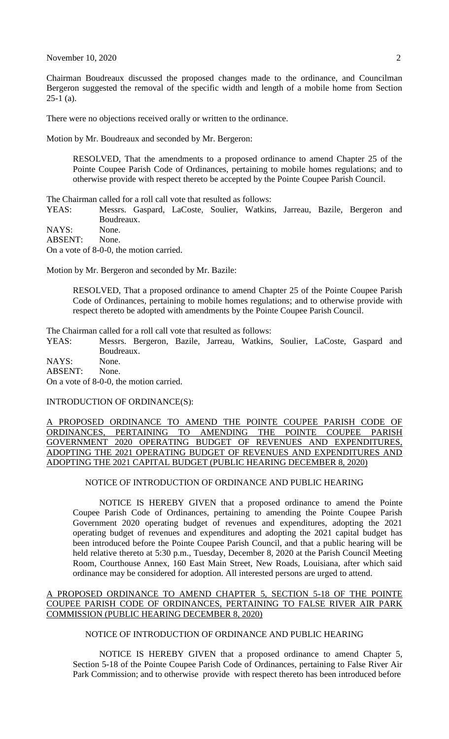Chairman Boudreaux discussed the proposed changes made to the ordinance, and Councilman Bergeron suggested the removal of the specific width and length of a mobile home from Section 25-1 (a).

There were no objections received orally or written to the ordinance.

Motion by Mr. Boudreaux and seconded by Mr. Bergeron:

> RESOLVED, That the amendments to a proposed ordinance to amend Chapter 25 of the Pointe Coupee Parish Code of Ordinances, pertaining to mobile homes regulations; and to otherwise provide with respect thereto be accepted by the Pointe Coupee Parish Council.

The Chairman called for a roll call vote that resulted as follows:

YEAS: Messrs. Gaspard, LaCoste, Soulier, Watkins, Jarreau, Bazile, Bergeron and Boudreaux.
NAYS: None.
ABSENT: None.
On a vote of 8-0-0, the motion carried.

Motion by Mr. Bergeron and seconded by Mr. Bazile:

> RESOLVED, That a proposed ordinance to amend Chapter 25 of the Pointe Coupee Parish Code of Ordinances, pertaining to mobile homes regulations; and to otherwise provide with respect thereto be adopted with amendments by the Pointe Coupee Parish Council.

The Chairman called for a roll call vote that resulted as follows:

YEAS: Messrs. Bergeron, Bazile, Jarreau, Watkins, Soulier, LaCoste, Gaspard and Boudreaux.
NAYS: None.
ABSENT: None.
On a vote of 8-0-0, the motion carried.

INTRODUCTION OF ORDINANCE(S):

A PROPOSED ORDINANCE TO AMEND THE POINTE COUPEE PARISH CODE OF ORDINANCES, PERTAINING TO AMENDING THE POINTE COUPEE PARISH GOVERNMENT 2020 OPERATING BUDGET OF REVENUES AND EXPENDITURES, ADOPTING THE 2021 OPERATING BUDGET OF REVENUES AND EXPENDITURES AND ADOPTING THE 2021 CAPITAL BUDGET (PUBLIC HEARING DECEMBER 8, 2020)

NOTICE OF INTRODUCTION OF ORDINANCE AND PUBLIC HEARING

NOTICE IS HEREBY GIVEN that a proposed ordinance to amend the Pointe Coupee Parish Code of Ordinances, pertaining to amending the Pointe Coupee Parish Government 2020 operating budget of revenues and expenditures, adopting the 2021 operating budget of revenues and expenditures and adopting the 2021 capital budget has been introduced before the Pointe Coupee Parish Council, and that a public hearing will be held relative thereto at 5:30 p.m., Tuesday, December 8, 2020 at the Parish Council Meeting Room, Courthouse Annex, 160 East Main Street, New Roads, Louisiana, after which said ordinance may be considered for adoption. All interested persons are urged to attend.

A PROPOSED ORDINANCE TO AMEND CHAPTER 5, SECTION 5-18 OF THE POINTE COUPEE PARISH CODE OF ORDINANCES, PERTAINING TO FALSE RIVER AIR PARK COMMISSION (PUBLIC HEARING DECEMBER 8, 2020)

NOTICE OF INTRODUCTION OF ORDINANCE AND PUBLIC HEARING

NOTICE IS HEREBY GIVEN that a proposed ordinance to amend Chapter 5, Section 5-18 of the Pointe Coupee Parish Code of Ordinances, pertaining to False River Air Park Commission; and to otherwise provide with respect thereto has been introduced before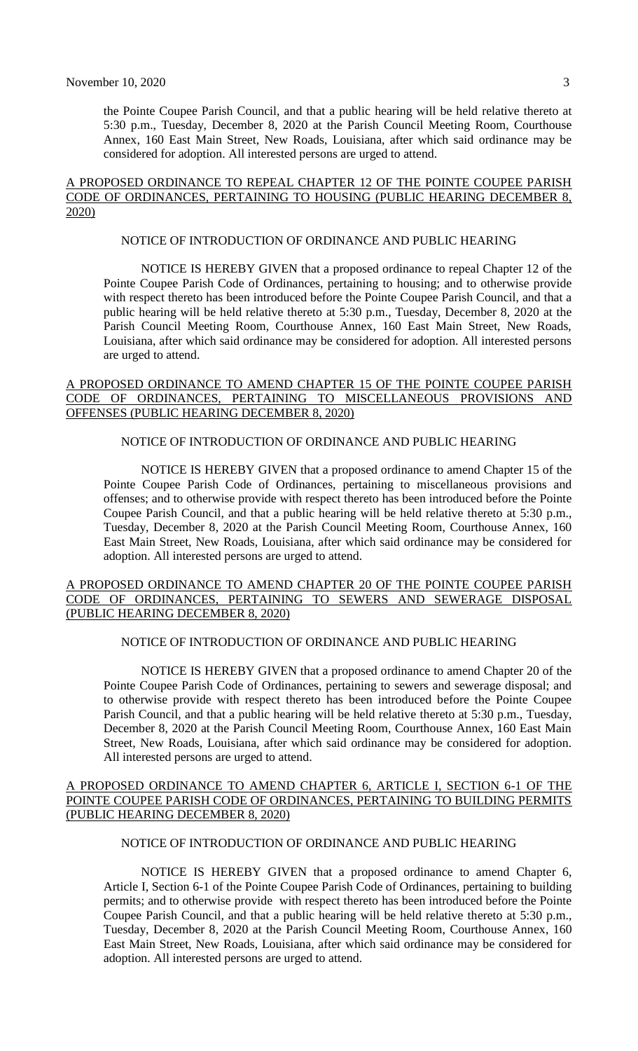the Pointe Coupee Parish Council, and that a public hearing will be held relative thereto at 5:30 p.m., Tuesday, December 8, 2020 at the Parish Council Meeting Room, Courthouse Annex, 160 East Main Street, New Roads, Louisiana, after which said ordinance may be considered for adoption. All interested persons are urged to attend.

A PROPOSED ORDINANCE TO REPEAL CHAPTER 12 OF THE POINTE COUPEE PARISH CODE OF ORDINANCES, PERTAINING TO HOUSING (PUBLIC HEARING DECEMBER 8, 2020)

NOTICE OF INTRODUCTION OF ORDINANCE AND PUBLIC HEARING

NOTICE IS HEREBY GIVEN that a proposed ordinance to repeal Chapter 12 of the Pointe Coupee Parish Code of Ordinances, pertaining to housing; and to otherwise provide with respect thereto has been introduced before the Pointe Coupee Parish Council, and that a public hearing will be held relative thereto at 5:30 p.m., Tuesday, December 8, 2020 at the Parish Council Meeting Room, Courthouse Annex, 160 East Main Street, New Roads, Louisiana, after which said ordinance may be considered for adoption. All interested persons are urged to attend.

A PROPOSED ORDINANCE TO AMEND CHAPTER 15 OF THE POINTE COUPEE PARISH CODE OF ORDINANCES, PERTAINING TO MISCELLANEOUS PROVISIONS AND OFFENSES (PUBLIC HEARING DECEMBER 8, 2020)

NOTICE OF INTRODUCTION OF ORDINANCE AND PUBLIC HEARING

NOTICE IS HEREBY GIVEN that a proposed ordinance to amend Chapter 15 of the Pointe Coupee Parish Code of Ordinances, pertaining to miscellaneous provisions and offenses; and to otherwise provide with respect thereto has been introduced before the Pointe Coupee Parish Council, and that a public hearing will be held relative thereto at 5:30 p.m., Tuesday, December 8, 2020 at the Parish Council Meeting Room, Courthouse Annex, 160 East Main Street, New Roads, Louisiana, after which said ordinance may be considered for adoption. All interested persons are urged to attend.

A PROPOSED ORDINANCE TO AMEND CHAPTER 20 OF THE POINTE COUPEE PARISH CODE OF ORDINANCES, PERTAINING TO SEWERS AND SEWERAGE DISPOSAL (PUBLIC HEARING DECEMBER 8, 2020)

NOTICE OF INTRODUCTION OF ORDINANCE AND PUBLIC HEARING

NOTICE IS HEREBY GIVEN that a proposed ordinance to amend Chapter 20 of the Pointe Coupee Parish Code of Ordinances, pertaining to sewers and sewerage disposal; and to otherwise provide with respect thereto has been introduced before the Pointe Coupee Parish Council, and that a public hearing will be held relative thereto at 5:30 p.m., Tuesday, December 8, 2020 at the Parish Council Meeting Room, Courthouse Annex, 160 East Main Street, New Roads, Louisiana, after which said ordinance may be considered for adoption. All interested persons are urged to attend.

A PROPOSED ORDINANCE TO AMEND CHAPTER 6, ARTICLE I, SECTION 6-1 OF THE POINTE COUPEE PARISH CODE OF ORDINANCES, PERTAINING TO BUILDING PERMITS (PUBLIC HEARING DECEMBER 8, 2020)

NOTICE OF INTRODUCTION OF ORDINANCE AND PUBLIC HEARING

NOTICE IS HEREBY GIVEN that a proposed ordinance to amend Chapter 6, Article I, Section 6-1 of the Pointe Coupee Parish Code of Ordinances, pertaining to building permits; and to otherwise provide with respect thereto has been introduced before the Pointe Coupee Parish Council, and that a public hearing will be held relative thereto at 5:30 p.m., Tuesday, December 8, 2020 at the Parish Council Meeting Room, Courthouse Annex, 160 East Main Street, New Roads, Louisiana, after which said ordinance may be considered for adoption. All interested persons are urged to attend.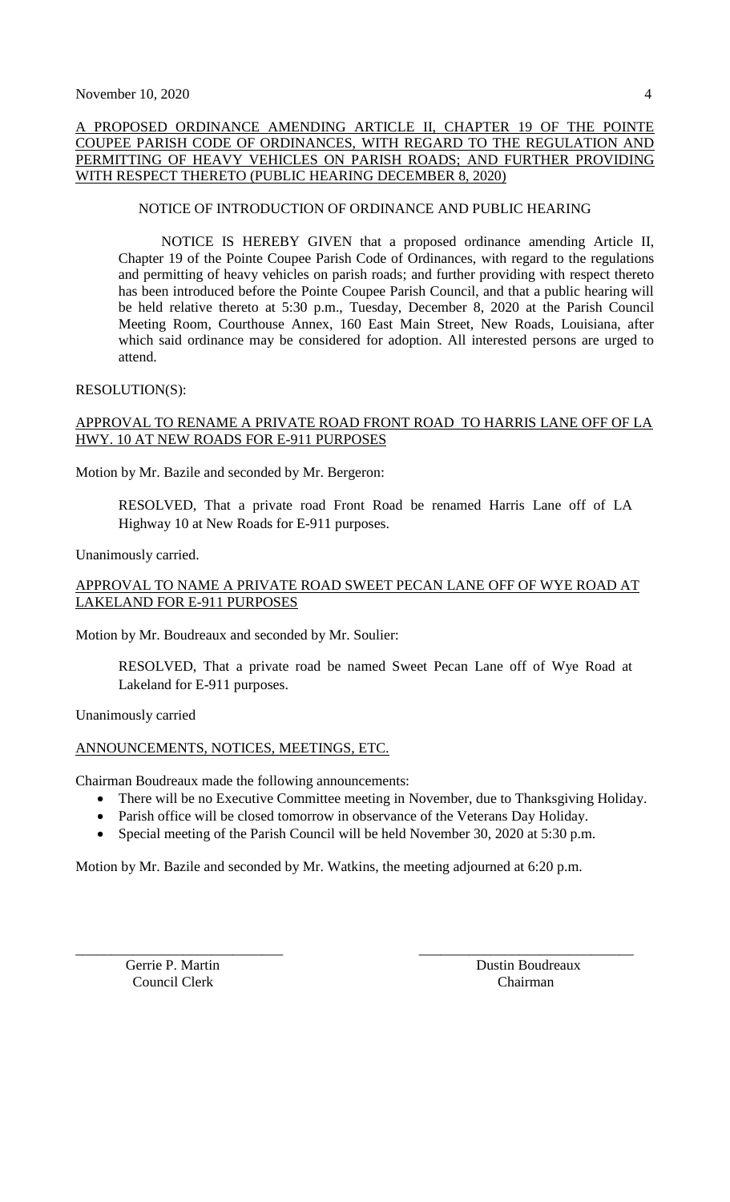<u>A PROPOSED ORDINANCE AMENDING ARTICLE II, CHAPTER 19 OF THE POINTE COUPEE PARISH CODE OF ORDINANCES, WITH REGARD TO THE REGULATION AND PERMITTING OF HEAVY VEHICLES ON PARISH ROADS; AND FURTHER PROVIDING WITH RESPECT THERETO (PUBLIC HEARING DECEMBER 8, 2020)</u>

NOTICE OF INTRODUCTION OF ORDINANCE AND PUBLIC HEARING

NOTICE IS HEREBY GIVEN that a proposed ordinance amending Article II, Chapter 19 of the Pointe Coupee Parish Code of Ordinances, with regard to the regulations and permitting of heavy vehicles on parish roads; and further providing with respect thereto has been introduced before the Pointe Coupee Parish Council, and that a public hearing will be held relative thereto at 5:30 p.m., Tuesday, December 8, 2020 at the Parish Council Meeting Room, Courthouse Annex, 160 East Main Street, New Roads, Louisiana, after which said ordinance may be considered for adoption. All interested persons are urged to attend.

RESOLUTION(S):

<u>APPROVAL TO RENAME A PRIVATE ROAD FRONT ROAD TO HARRIS LANE OFF OF LA HWY. 10 AT NEW ROADS FOR E-911 PURPOSES</u>

Motion by Mr. Bazile and seconded by Mr. Bergeron:

RESOLVED, That a private road Front Road be renamed Harris Lane off of LA Highway 10 at New Roads for E-911 purposes.

Unanimously carried.

<u>APPROVAL TO NAME A PRIVATE ROAD SWEET PECAN LANE OFF OF WYE ROAD AT LAKELAND FOR E-911 PURPOSES</u>

Motion by Mr. Boudreaux and seconded by Mr. Soulier:

RESOLVED, That a private road be named Sweet Pecan Lane off of Wye Road at Lakeland for E-911 purposes.

Unanimously carried

<u>ANNOUNCEMENTS, NOTICES, MEETINGS, ETC.</u>

Chairman Boudreaux made the following announcements:

- There will be no Executive Committee meeting in November, due to Thanksgiving Holiday.
- Parish office will be closed tomorrow in observance of the Veterans Day Holiday.
- Special meeting of the Parish Council will be held November 30, 2020 at 5:30 p.m.

Motion by Mr. Bazile and seconded by Mr. Watkins, the meeting adjourned at 6:20 p.m.

\_\_\_\_\_\_\_\_\_\_\_\_\_\_\_\_\_\_\_\_\_\_\_\_\_\_\_\_\_\_
Gerrie P. Martin
Council Clerk

\_\_\_\_\_\_\_\_\_\_\_\_\_\_\_\_\_\_\_\_\_\_\_\_\_\_\_\_\_\_
Dustin Boudreaux
Chairman